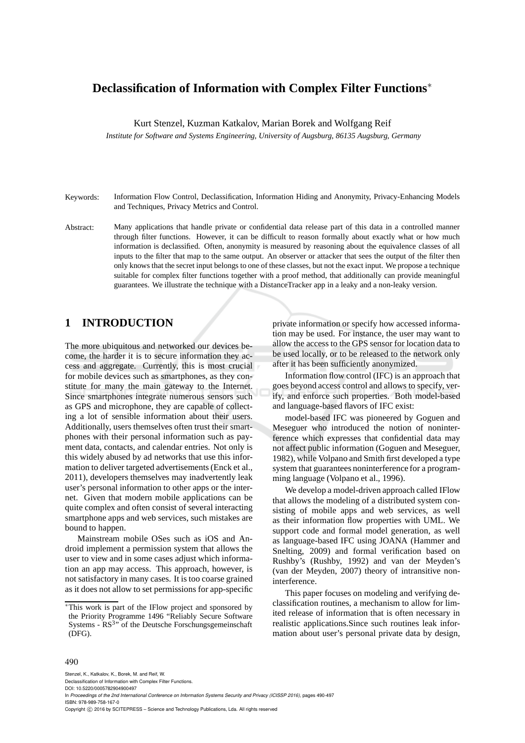# Declassification of Information with Complex Filter Functions*

Kurt Stenzel, Kuzman Katkalov, Marian Borek and Wolfgang Reif

*Institute for Software and Systems Engineering, University of Augsburg, 86135 Augsburg, Germany*

Keywords: Information Flow Control, Declassification, Information Hiding and Anonymity, Privacy-Enhancing Models and Techniques, Privacy Metrics and Control.

Abstract: Many applications that handle private or confidential data release part of this data in a controlled manner through filter functions. However, it can be difficult to reason formally about exactly what or how much information is declassified. Often, anonymity is measured by reasoning about the equivalence classes of all inputs to the filter that map to the same output. An observer or attacker that sees the output of the filter then only knows that the secret input belongs to one of these classes, but not the exact input. We propose a technique suitable for complex filter functions together with a proof method, that additionally can provide meaningful guarantees. We illustrate the technique with a DistanceTracker app in a leaky and a non-leaky version.

## 1 INTRODUCTION

The more ubiquitous and networked our devices become, the harder it is to secure information they access and aggregate. Currently, this is most crucial for mobile devices such as smartphones, as they constitute for many the main gateway to the Internet. Since smartphones integrate numerous sensors such as GPS and microphone, they are capable of collecting a lot of sensible information about their users. Additionally, users themselves often trust their smartphones with their personal information such as payment data, contacts, and calendar entries. Not only is this widely abused by ad networks that use this information to deliver targeted advertisements (Enck et al., 2011), developers themselves may inadvertently leak user's personal information to other apps or the internet. Given that modern mobile applications can be quite complex and often consist of several interacting smartphone apps and web services, such mistakes are bound to happen.

Mainstream mobile OSes such as iOS and Android implement a permission system that allows the user to view and in some cases adjust which information an app may access. This approach, however, is not satisfactory in many cases. It is too coarse grained as it does not allow to set permissions for app-specific private information or specify how accessed information may be used. For instance, the user may want to allow the access to the GPS sensor for location data to be used locally, or to be released to the network only after it has been sufficiently anonymized.

Information flow control (IFC) is an approach that goes beyond access control and allows to specify, verify, and enforce such properties. Both model-based and language-based flavors of IFC exist:

model-based IFC was pioneered by Goguen and Meseguer who introduced the notion of noninterference which expresses that confidential data may not affect public information (Goguen and Meseguer, 1982), while Volpano and Smith first developed a type system that guarantees noninterference for a programming language (Volpano et al., 1996).

We develop a model-driven approach called IFlow that allows the modeling of a distributed system consisting of mobile apps and web services, as well as their information flow properties with UML. We support code and formal model generation, as well as language-based IFC using JOANA (Hammer and Snelting, 2009) and formal verification based on Rushby's (Rushby, 1992) and van der Meyden's (van der Meyden, 2007) theory of intransitive noninterference.

This paper focuses on modeling and verifying declassification routines, a mechanism to allow for limited release of information that is often necessary in realistic applications.Since such routines leak information about user's personal private data by design,

*This work is part of the IFlow project and sponsored by the Priority Programme 1496 "Reliably Secure Software Systems - RS[3]" of the Deutsche Forschungsgemeinschaft (DFG).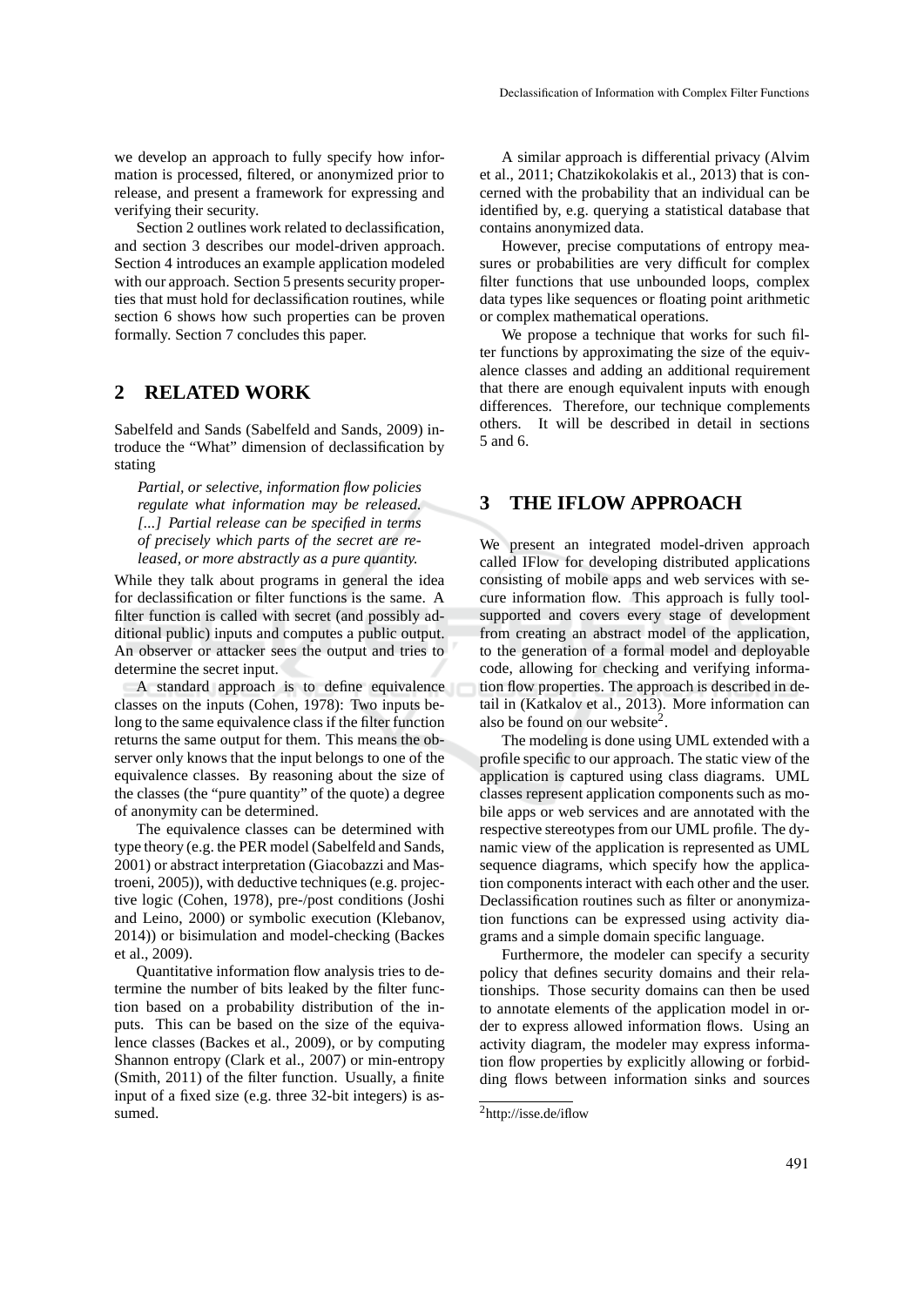we develop an approach to fully specify how information is processed, filtered, or anonymized prior to release, and present a framework for expressing and verifying their security.

Section 2 outlines work related to declassification, and section 3 describes our model-driven approach. Section 4 introduces an example application modeled with our approach. Section 5 presents security properties that must hold for declassification routines, while section 6 shows how such properties can be proven formally. Section 7 concludes this paper.

## 2 RELATED WORK

Sabelfeld and Sands (Sabelfeld and Sands, 2009) introduce the "What" dimension of declassification by stating

> *Partial, or selective, information flow policies regulate what information may be released. [...] Partial release can be specified in terms of precisely which parts of the secret are released, or more abstractly as a pure quantity.*

While they talk about programs in general the idea for declassification or filter functions is the same. A filter function is called with secret (and possibly additional public) inputs and computes a public output. An observer or attacker sees the output and tries to determine the secret input.

A standard approach is to define equivalence classes on the inputs (Cohen, 1978): Two inputs belong to the same equivalence class if the filter function returns the same output for them. This means the observer only knows that the input belongs to one of the equivalence classes. By reasoning about the size of the classes (the "pure quantity" of the quote) a degree of anonymity can be determined.

The equivalence classes can be determined with type theory (e.g. the PER model (Sabelfeld and Sands, 2001) or abstract interpretation (Giacobazzi and Mastroeni, 2005)), with deductive techniques (e.g. projective logic (Cohen, 1978), pre-/post conditions (Joshi and Leino, 2000) or symbolic execution (Klebanov, 2014)) or bisimulation and model-checking (Backes et al., 2009).

Quantitative information flow analysis tries to determine the number of bits leaked by the filter function based on a probability distribution of the inputs. This can be based on the size of the equivalence classes (Backes et al., 2009), or by computing Shannon entropy (Clark et al., 2007) or min-entropy (Smith, 2011) of the filter function. Usually, a finite input of a fixed size (e.g. three 32-bit integers) is assumed.

A similar approach is differential privacy (Alvim et al., 2011; Chatzikokolakis et al., 2013) that is concerned with the probability that an individual can be identified by, e.g. querying a statistical database that contains anonymized data.

However, precise computations of entropy measures or probabilities are very difficult for complex filter functions that use unbounded loops, complex data types like sequences or floating point arithmetic or complex mathematical operations.

We propose a technique that works for such filter functions by approximating the size of the equivalence classes and adding an additional requirement that there are enough equivalent inputs with enough differences. Therefore, our technique complements others. It will be described in detail in sections 5 and 6.

## 3 THE IFLOW APPROACH

We present an integrated model-driven approach called IFlow for developing distributed applications consisting of mobile apps and web services with secure information flow. This approach is fully tool-supported and covers every stage of development from creating an abstract model of the application, to the generation of a formal model and deployable code, allowing for checking and verifying information flow properties. The approach is described in detail in (Katkalov et al., 2013). More information can also be found on our website[2].

The modeling is done using UML extended with a profile specific to our approach. The static view of the application is captured using class diagrams. UML classes represent application components such as mobile apps or web services and are annotated with the respective stereotypes from our UML profile. The dynamic view of the application is represented as UML sequence diagrams, which specify how the application components interact with each other and the user. Declassification routines such as filter or anonymization functions can be expressed using activity diagrams and a simple domain specific language.

Furthermore, the modeler can specify a security policy that defines security domains and their relationships. Those security domains can then be used to annotate elements of the application model in order to express allowed information flows. Using an activity diagram, the modeler may express information flow properties by explicitly allowing or forbidding flows between information sinks and sources

[2] http://isse.de/iflow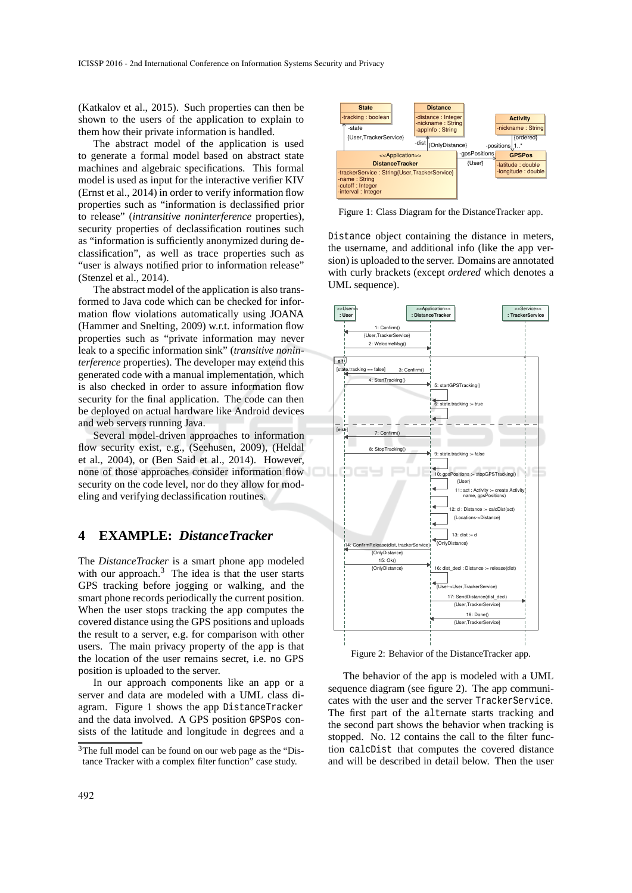(Katkalov et al., 2015). Such properties can then be shown to the users of the application to explain to them how their private information is handled.

The abstract model of the application is used to generate a formal model based on abstract state machines and algebraic specifications. This formal model is used as input for the interactive verifier KIV (Ernst et al., 2014) in order to verify information flow properties such as "information is declassified prior to release" (*intransitive noninterference* properties), security properties of declassification routines such as "information is sufficiently anonymized during declassification", as well as trace properties such as "user is always notified prior to information release" (Stenzel et al., 2014).

The abstract model of the application is also transformed to Java code which can be checked for information flow violations automatically using JOANA (Hammer and Snelting, 2009) w.r.t. information flow properties such as "private information may never leak to a specific information sink" (*transitive noninterference* properties). The developer may extend this generated code with a manual implementation, which is also checked in order to assure information flow security for the final application. The code can then be deployed on actual hardware like Android devices and web servers running Java.

Several model-driven approaches to information flow security exist, e.g., (Seehusen, 2009), (Heldal et al., 2004), or (Ben Said et al., 2014). However, none of those approaches consider information flow security on the code level, nor do they allow for modeling and verifying declassification routines.

## 4 EXAMPLE: *DistanceTracker*

The *DistanceTracker* is a smart phone app modeled with our approach.[3] The idea is that the user starts GPS tracking before jogging or walking, and the smart phone records periodically the current position. When the user stops tracking the app computes the covered distance using the GPS positions and uploads the result to a server, e.g. for comparison with other users. The main privacy property of the app is that the location of the user remains secret, i.e. no GPS position is uploaded to the server.

In our approach components like an app or a server and data are modeled with a UML class diagram. Figure 1 shows the app `DistanceTracker` and the data involved. A GPS position `GPSPos` consists of the latitude and longitude in degrees and a `Distance` object containing the distance in meters, the username, and additional info (like the app version) is uploaded to the server. Domains are annotated with curly brackets (except *ordered* which denotes a UML sequence).

Figure 1: Class Diagram for the DistanceTracker app.

Figure 2: Behavior of the DistanceTracker app.

The behavior of the app is modeled with a UML sequence diagram (see figure 2). The app communicates with the user and the server `TrackerService`. The first part of the `alt`ernate starts tracking and the second part shows the behavior when tracking is stopped. No. 12 contains the call to the filter function `calcDist` that computes the covered distance and will be described in detail below. Then the user

[3]The full model can be found on our web page as the "Distance Tracker with a complex filter function" case study.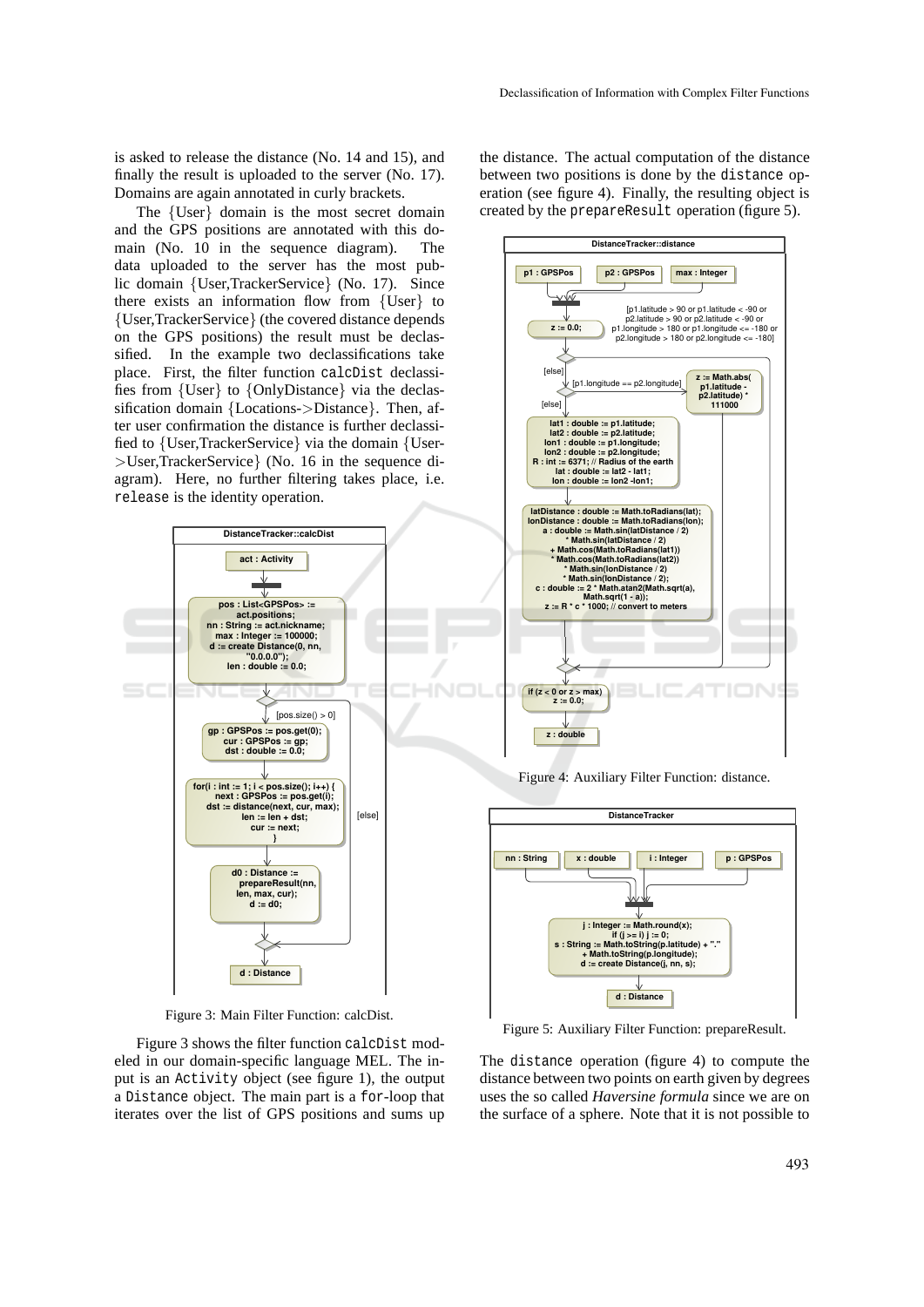is asked to release the distance (No. 14 and 15), and finally the result is uploaded to the server (No. 17). Domains are again annotated in curly brackets.

The {User} domain is the most secret domain and the GPS positions are annotated with this domain (No. 10 in the sequence diagram). The data uploaded to the server has the most public domain {User,TrackerService} (No. 17). Since there exists an information flow from {User} to {User,TrackerService} (the covered distance depends on the GPS positions) the result must be declassified. In the example two declassifications take place. First, the filter function `calcDist` declassifies from {User} to {OnlyDistance} via the declassification domain {Locations->Distance}. Then, after user confirmation the distance is further declassified to {User,TrackerService} via the domain {User->User,TrackerService} (No. 16 in the sequence diagram). Here, no further filtering takes place, i.e. `release` is the identity operation.

Figure 3: Main Filter Function: calcDist.

Figure 3 shows the filter function `calcDist` modeled in our domain-specific language MEL. The input is an `Activity` object (see figure 1), the output a `Distance` object. The main part is a `for`-loop that iterates over the list of GPS positions and sums up the distance. The actual computation of the distance between two positions is done by the `distance` operation (see figure 4). Finally, the resulting object is created by the `prepareResult` operation (figure 5).

Figure 4: Auxiliary Filter Function: distance.

Figure 5: Auxiliary Filter Function: prepareResult.

The `distance` operation (figure 4) to compute the distance between two points on earth given by degrees uses the so called *Haversine formula* since we are on the surface of a sphere. Note that it is not possible to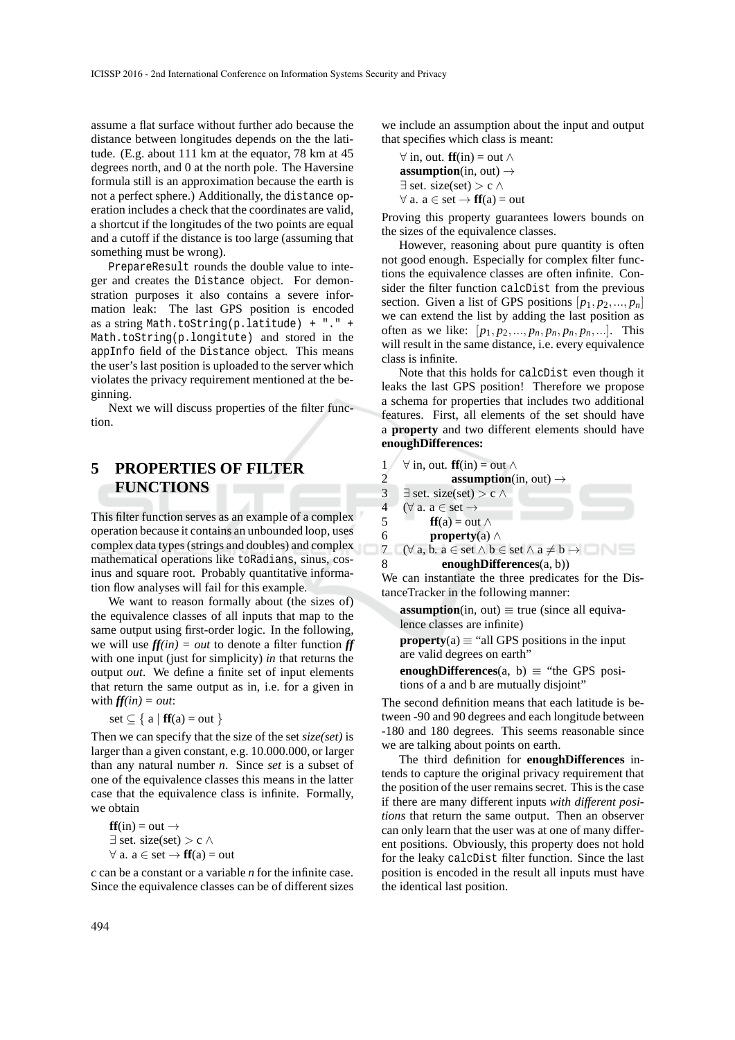assume a flat surface without further ado because the distance between longitudes depends on the the latitude. (E.g. about 111 km at the equator, 78 km at 45 degrees north, and 0 at the north pole. The Haversine formula still is an approximation because the earth is not a perfect sphere.) Additionally, the `distance` operation includes a check that the coordinates are valid, a shortcut if the longitudes of the two points are equal and a cutoff if the distance is too large (assuming that something must be wrong).

`PrepareResult` rounds the double value to integer and creates the `Distance` object. For demonstration purposes it also contains a severe information leak: The last GPS position is encoded as a string `Math.toString(p.latitude) + "." + Math.toString(p.longitute)` and stored in the `appInfo` field of the `Distance` object. This means the user's last position is uploaded to the server which violates the privacy requirement mentioned at the beginning.

Next we will discuss properties of the filter function.

## 5 PROPERTIES OF FILTER FUNCTIONS

This filter function serves as an example of a complex operation because it contains an unbounded loop, uses complex data types (strings and doubles) and complex mathematical operations like `toRadians`, sinus, cosinus and square root. Probably quantitative information flow analyses will fail for this example.

We want to reason formally about (the sizes of) the equivalence classes of all inputs that map to the same output using first-order logic. In the following, we will use ***ff(in) = out*** to denote a filter function ***ff*** with one input (just for simplicity) *in* that returns the output *out*. We define a finite set of input elements that return the same output as in, i.e. for a given in with ***ff(in) = out***:

set ⊆ { a | **ff**(a) = out }

Then we can specify that the size of the set *size(set)* is larger than a given constant, e.g. 10.000.000, or larger than any natural number *n*. Since *set* is a subset of one of the equivalence classes this means in the latter case that the equivalence class is infinite. Formally, we obtain

**ff**(in) = out →
∃ set. size(set) > c ∧
∀ a. a ∈ set → **ff**(a) = out

*c* can be a constant or a variable *n* for the infinite case. Since the equivalence classes can be of different sizes we include an assumption about the input and output that specifies which class is meant:

∀ in, out. **ff**(in) = out ∧
**assumption**(in, out) →
∃ set. size(set) > c ∧
∀ a. a ∈ set → **ff**(a) = out

Proving this property guarantees lowers bounds on the sizes of the equivalence classes.

However, reasoning about pure quantity is often not good enough. Especially for complex filter functions the equivalence classes are often infinite. Consider the filter function `calcDist` from the previous section. Given a list of GPS positions $[p_1, p_2, ..., p_n]$ we can extend the list by adding the last position as often as we like: $[p_1, p_2, ..., p_n, p_n, p_n, p_n, ...]$. This will result in the same distance, i.e. every equivalence class is infinite.

Note that this holds for `calcDist` even though it leaks the last GPS position! Therefore we propose a schema for properties that includes two additional features. First, all elements of the set should have a **property** and two different elements should have **enoughDifferences:**

```
1   ∀ in, out. ff(in) = out ∧
2           assumption(in, out) →
3   ∃ set. size(set) > c ∧
4   (∀ a. a ∈ set →
5         ff(a) = out ∧
6         property(a) ∧
7   (∀ a, b. a ∈ set ∧ b ∈ set ∧ a ≠ b →
8         enoughDifferences(a, b))
```

We can instantiate the three predicates for the DistanceTracker in the following manner:

**assumption**(in, out) ≡ true (since all equivalence classes are infinite)

**property**(a) ≡ "all GPS positions in the input are valid degrees on earth"

**enoughDifferences**(a, b) ≡ "the GPS positions of a and b are mutually disjoint"

The second definition means that each latitude is between -90 and 90 degrees and each longitude between -180 and 180 degrees. This seems reasonable since we are talking about points on earth.

The third definition for **enoughDifferences** intends to capture the original privacy requirement that the position of the user remains secret. This is the case if there are many different inputs *with different positions* that return the same output. Then an observer can only learn that the user was at one of many different positions. Obviously, this property does not hold for the leaky `calcDist` filter function. Since the last position is encoded in the result all inputs must have the identical last position.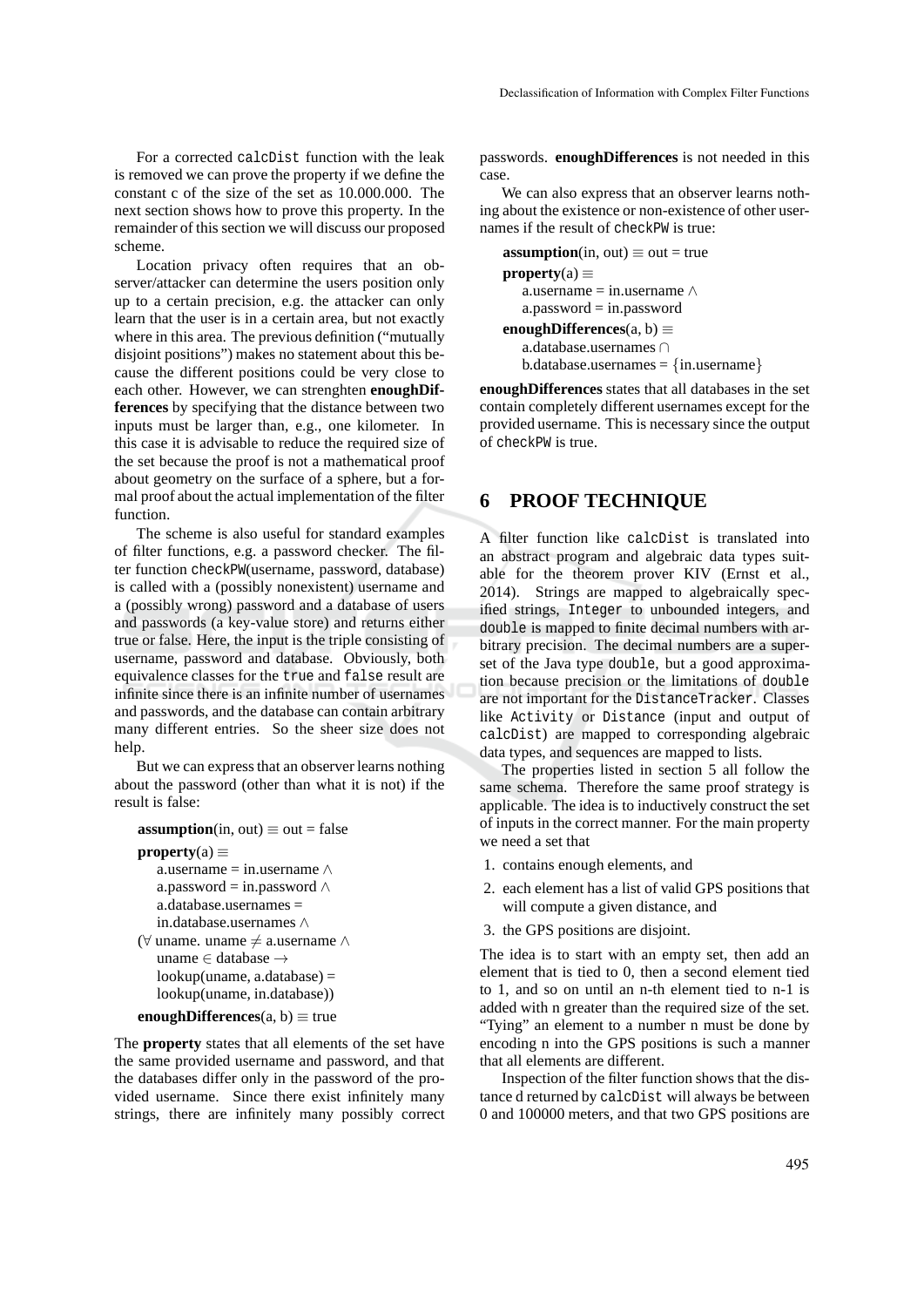For a corrected `calcDist` function with the leak is removed we can prove the property if we define the constant c of the size of the set as 10.000.000. The next section shows how to prove this property. In the remainder of this section we will discuss our proposed scheme.

Location privacy often requires that an observer/attacker can determine the users position only up to a certain precision, e.g. the attacker can only learn that the user is in a certain area, but not exactly where in this area. The previous definition ("mutually disjoint positions") makes no statement about this because the different positions could be very close to each other. However, we can strenghten **enoughDifferences** by specifying that the distance between two inputs must be larger than, e.g., one kilometer. In this case it is advisable to reduce the required size of the set because the proof is not a mathematical proof about geometry on the surface of a sphere, but a formal proof about the actual implementation of the filter function.

The scheme is also useful for standard examples of filter functions, e.g. a password checker. The filter function `checkPW`(username, password, database) is called with a (possibly nonexistent) username and a (possibly wrong) password and a database of users and passwords (a key-value store) and returns either true or false. Here, the input is the triple consisting of username, password and database. Obviously, both equivalence classes for the `true` and `false` result are infinite since there is an infinite number of usernames and passwords, and the database can contain arbitrary many different entries. So the sheer size does not help.

But we can express that an observer learns nothing about the password (other than what it is not) if the result is false:

**assumption**(in, out) $\equiv$ out = false
**property**(a) $\equiv$
  a.username = in.username $\wedge$
  a.password = in.password $\wedge$
  a.database.usernames =
  in.database.usernames $\wedge$
($\forall$ uname. uname $\neq$ a.username $\wedge$
  uname $\in$ database $\rightarrow$
  lookup(uname, a.database) =
  lookup(uname, in.database))
**enoughDifferences**(a, b) $\equiv$ true

The **property** states that all elements of the set have the same provided username and password, and that the databases differ only in the password of the provided username. Since there exist infinitely many strings, there are infinitely many possibly correct passwords. **enoughDifferences** is not needed in this case.

We can also express that an observer learns nothing about the existence or non-existence of other usernames if the result of `checkPW` is true:

**assumption**(in, out) $\equiv$ out = true
**property**(a) $\equiv$
  a.username = in.username $\wedge$
  a.password = in.password
**enoughDifferences**(a, b) $\equiv$
  a.database.usernames $\cap$
  b.database.usernames = $\{$in.username$\}$

**enoughDifferences** states that all databases in the set contain completely different usernames except for the provided username. This is necessary since the output of `checkPW` is true.

## 6 PROOF TECHNIQUE

A filter function like `calcDist` is translated into an abstract program and algebraic data types suitable for the theorem prover KIV (Ernst et al., 2014). Strings are mapped to algebraically specified strings, `Integer` to unbounded integers, and `double` is mapped to finite decimal numbers with arbitrary precision. The decimal numbers are a superset of the Java type `double`, but a good approximation because precision or the limitations of `double` are not important for the `DistanceTracker`. Classes like `Activity` or `Distance` (input and output of `calcDist`) are mapped to corresponding algebraic data types, and sequences are mapped to lists.

The properties listed in section 5 all follow the same schema. Therefore the same proof strategy is applicable. The idea is to inductively construct the set of inputs in the correct manner. For the main property we need a set that

1. contains enough elements, and
2. each element has a list of valid GPS positions that will compute a given distance, and
3. the GPS positions are disjoint.

The idea is to start with an empty set, then add an element that is tied to 0, then a second element tied to 1, and so on until an n-th element tied to n-1 is added with n greater than the required size of the set. "Tying" an element to a number n must be done by encoding n into the GPS positions is such a manner that all elements are different.

Inspection of the filter function shows that the distance d returned by `calcDist` will always be between 0 and 100000 meters, and that two GPS positions are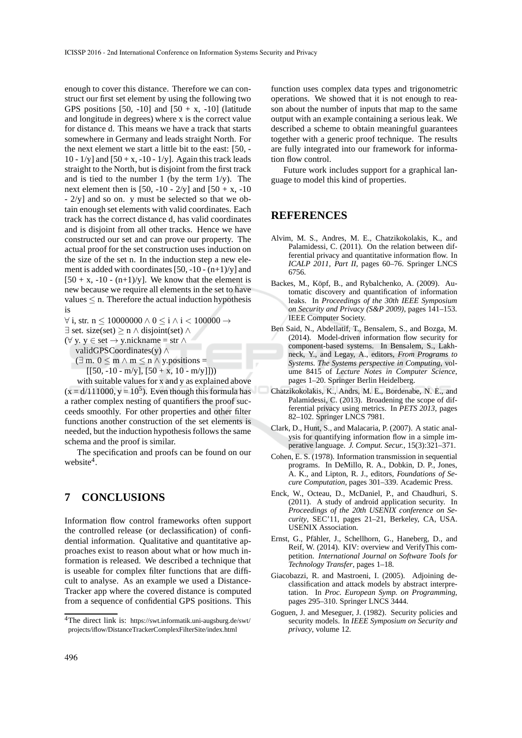enough to cover this distance. Therefore we can construct our first set element by using the following two GPS positions [50, -10] and [50 + x, -10] (latitude and longitude in degrees) where x is the correct value for distance d. This means we have a track that starts somewhere in Germany and leads straight North. For the next element we start a little bit to the east: [50, -10 - 1/y] and [50 + x, -10 - 1/y]. Again this track leads straight to the North, but is disjoint from the first track and is tied to the number 1 (by the term 1/y). The next element then is [50, -10 - 2/y] and [50 + x, -10 - 2/y] and so on. y must be selected so that we obtain enough set elements with valid coordinates. Each track has the correct distance d, has valid coordinates and is disjoint from all other tracks. Hence we have constructed our set and can prove our property. The actual proof for the set construction uses induction on the size of the set n. In the induction step a new element is added with coordinates [50, -10 - (n+1)/y] and [50 + x, -10 - (n+1)/y]. We know that the element is new because we require all elements in the set to have values $\leq$ n. Therefore the actual induction hypothesis is

$\forall$ i, str. n $\leq$ 10000000 $\wedge$ 0 $\leq$ i $\wedge$ i $<$ 100000 $\rightarrow$
$\exists$ set. size(set) $\geq$ n $\wedge$ disjoint(set) $\wedge$
($\forall$ y. y $\in$ set $\rightarrow$ y.nickname = str $\wedge$
validGPSCoordinates(y) $\wedge$
($\exists$ m. 0 $\leq$ m $\wedge$ m $\leq$ n $\wedge$ y.positions =
[[50, -10 - m/y], [50 + x, 10 - m/y]]))

with suitable values for x and y as explained above ($x = d/111000$, $y = 10^5$). Even though this formula has a rather complex nesting of quantifiers the proof succeeds smoothly. For other properties and other filter functions another construction of the set elements is needed, but the induction hypothesis follows the same schema and the proof is similar.

The specification and proofs can be found on our website[4].

## 7 CONCLUSIONS

Information flow control frameworks often support the controlled release (or declassification) of confidential information. Qualitative and quantitative approaches exist to reason about what or how much information is released. We described a technique that is useable for complex filter functions that are difficult to analyse. As an example we used a DistanceTracker app where the covered distance is computed from a sequence of confidential GPS positions. This function uses complex data types and trigonometric operations. We showed that it is not enough to reason about the number of inputs that map to the same output with an example containing a serious leak. We described a scheme to obtain meaningful guarantees together with a generic proof technique. The results are fully integrated into our framework for information flow control.

Future work includes support for a graphical language to model this kind of properties.

[4]The direct link is: https://swt.informatik.uni-augsburg.de/swt/projects/iflow/DistanceTrackerComplexFilterSite/index.html

## REFERENCES

Alvim, M. S., Andres, M. E., Chatzikokolakis, K., and Palamidessi, C. (2011). On the relation between differential privacy and quantitative information flow. In *ICALP 2011, Part II*, pages 60–76. Springer LNCS 6756.

Backes, M., Köpf, B., and Rybalchenko, A. (2009). Automatic discovery and quantification of information leaks. In *Proceedings of the 30th IEEE Symposium on Security and Privacy (S&P 2009)*, pages 141–153. IEEE Computer Society.

Ben Said, N., Abdellatif, T., Bensalem, S., and Bozga, M. (2014). Model-driven information flow security for component-based systems. In Bensalem, S., Lakhneck, Y., and Legay, A., editors, *From Programs to Systems. The Systems perspective in Computing*, volume 8415 of *Lecture Notes in Computer Science*, pages 1–20. Springer Berlin Heidelberg.

Chatzikokolakis, K., Andrs, M. E., Bordenabe, N. E., and Palamidessi, C. (2013). Broadening the scope of differential privacy using metrics. In *PETS 2013*, pages 82–102. Springer LNCS 7981.

Clark, D., Hunt, S., and Malacaria, P. (2007). A static analysis for quantifying information flow in a simple imperative language. *J. Comput. Secur.*, 15(3):321–371.

Cohen, E. S. (1978). Information transmission in sequential programs. In DeMillo, R. A., Dobkin, D. P., Jones, A. K., and Lipton, R. J., editors, *Foundations of Secure Computation*, pages 301–339. Academic Press.

Enck, W., Octeau, D., McDaniel, P., and Chaudhuri, S. (2011). A study of android application security. In *Proceedings of the 20th USENIX conference on Security*, SEC'11, pages 21–21, Berkeley, CA, USA. USENIX Association.

Ernst, G., Pfähler, J., Schellhorn, G., Haneberg, D., and Reif, W. (2014). KIV: overview and VerifyThis competition. *International Journal on Software Tools for Technology Transfer*, pages 1–18.

Giacobazzi, R. and Mastroeni, I. (2005). Adjoining declassification and attack models by abstract interpretation. In *Proc. European Symp. on Programming*, pages 295–310. Springer LNCS 3444.

Goguen, J. and Meseguer, J. (1982). Security policies and security models. In *IEEE Symposium on Security and privacy*, volume 12.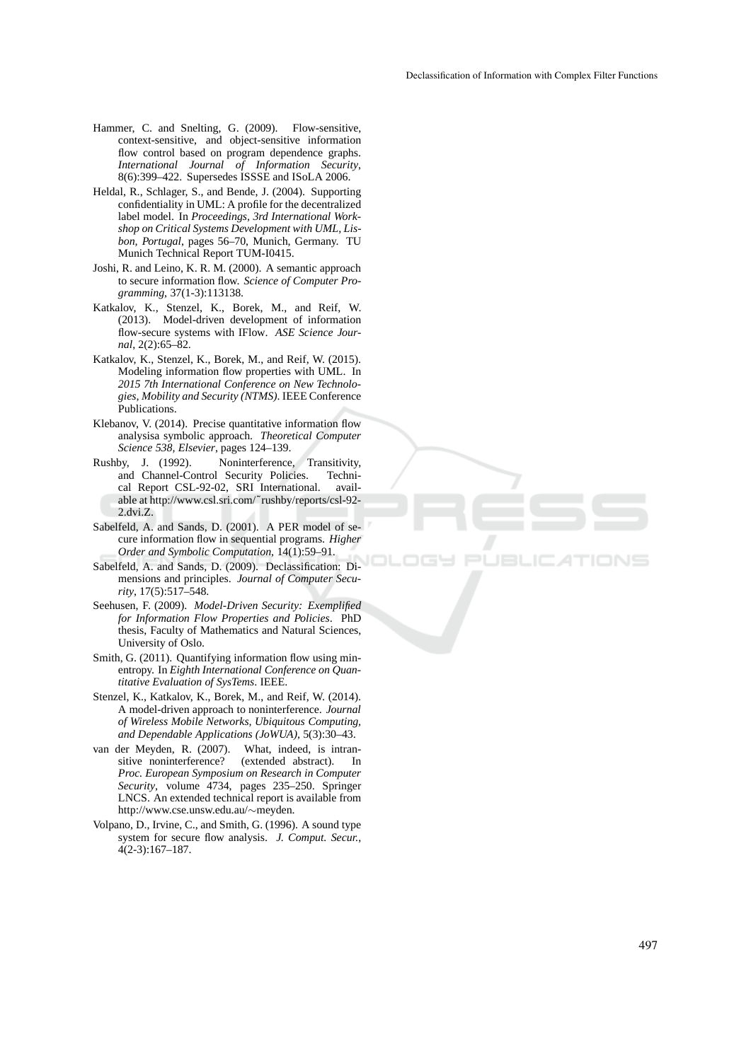Hammer, C. and Snelting, G. (2009). Flow-sensitive, context-sensitive, and object-sensitive information flow control based on program dependence graphs. *International Journal of Information Security*, 8(6):399–422. Supersedes ISSSE and ISoLA 2006.

Heldal, R., Schlager, S., and Bende, J. (2004). Supporting confidentiality in UML: A profile for the decentralized label model. In *Proceedings, 3rd International Workshop on Critical Systems Development with UML, Lisbon, Portugal*, pages 56–70, Munich, Germany. TU Munich Technical Report TUM-I0415.

Joshi, R. and Leino, K. R. M. (2000). A semantic approach to secure information flow. *Science of Computer Programming*, 37(1-3):113138.

Katkalov, K., Stenzel, K., Borek, M., and Reif, W. (2013). Model-driven development of information flow-secure systems with IFlow. *ASE Science Journal*, 2(2):65–82.

Katkalov, K., Stenzel, K., Borek, M., and Reif, W. (2015). Modeling information flow properties with UML. In *2015 7th International Conference on New Technologies, Mobility and Security (NTMS)*. IEEE Conference Publications.

Klebanov, V. (2014). Precise quantitative information flow analysisa symbolic approach. *Theoretical Computer Science 538, Elsevier*, pages 124–139.

Rushby, J. (1992). Noninterference, Transitivity, and Channel-Control Security Policies. Technical Report CSL-92-02, SRI International. available at http://www.csl.sri.com/˜rushby/reports/csl-92-2.dvi.Z.

Sabelfeld, A. and Sands, D. (2001). A PER model of secure information flow in sequential programs. *Higher Order and Symbolic Computation*, 14(1):59–91.

Sabelfeld, A. and Sands, D. (2009). Declassification: Dimensions and principles. *Journal of Computer Security*, 17(5):517–548.

Seehusen, F. (2009). *Model-Driven Security: Exemplified for Information Flow Properties and Policies*. PhD thesis, Faculty of Mathematics and Natural Sciences, University of Oslo.

Smith, G. (2011). Quantifying information flow using min-entropy. In *Eighth International Conference on Quantitative Evaluation of SysTems*. IEEE.

Stenzel, K., Katkalov, K., Borek, M., and Reif, W. (2014). A model-driven approach to noninterference. *Journal of Wireless Mobile Networks, Ubiquitous Computing, and Dependable Applications (JoWUA)*, 5(3):30–43.

van der Meyden, R. (2007). What, indeed, is intransitive noninterference? (extended abstract). In *Proc. European Symposium on Research in Computer Security*, volume 4734, pages 235–250. Springer LNCS. An extended technical report is available from http://www.cse.unsw.edu.au/∼meyden.

Volpano, D., Irvine, C., and Smith, G. (1996). A sound type system for secure flow analysis. *J. Comput. Secur.*, 4(2-3):167–187.